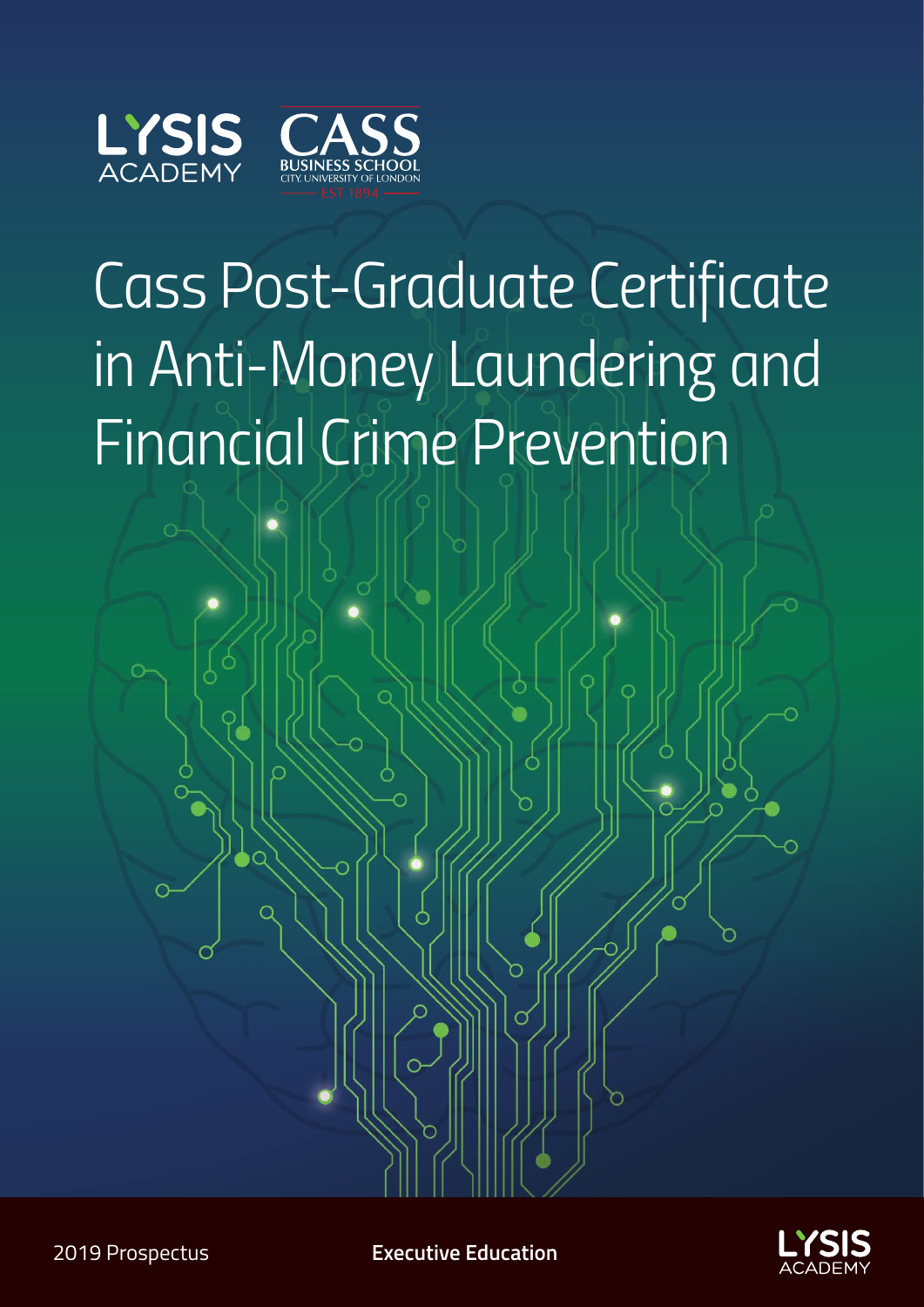LYSIS ACADEMY

CASS BUSINESS SCHOOL
CITY, UNIVERSITY OF LONDON
EST 1894

# Cass Post-Graduate Certificate in Anti-Money Laundering and Financial Crime Prevention

2019 Prospectus

**Executive Education**

LYSIS ACADEMY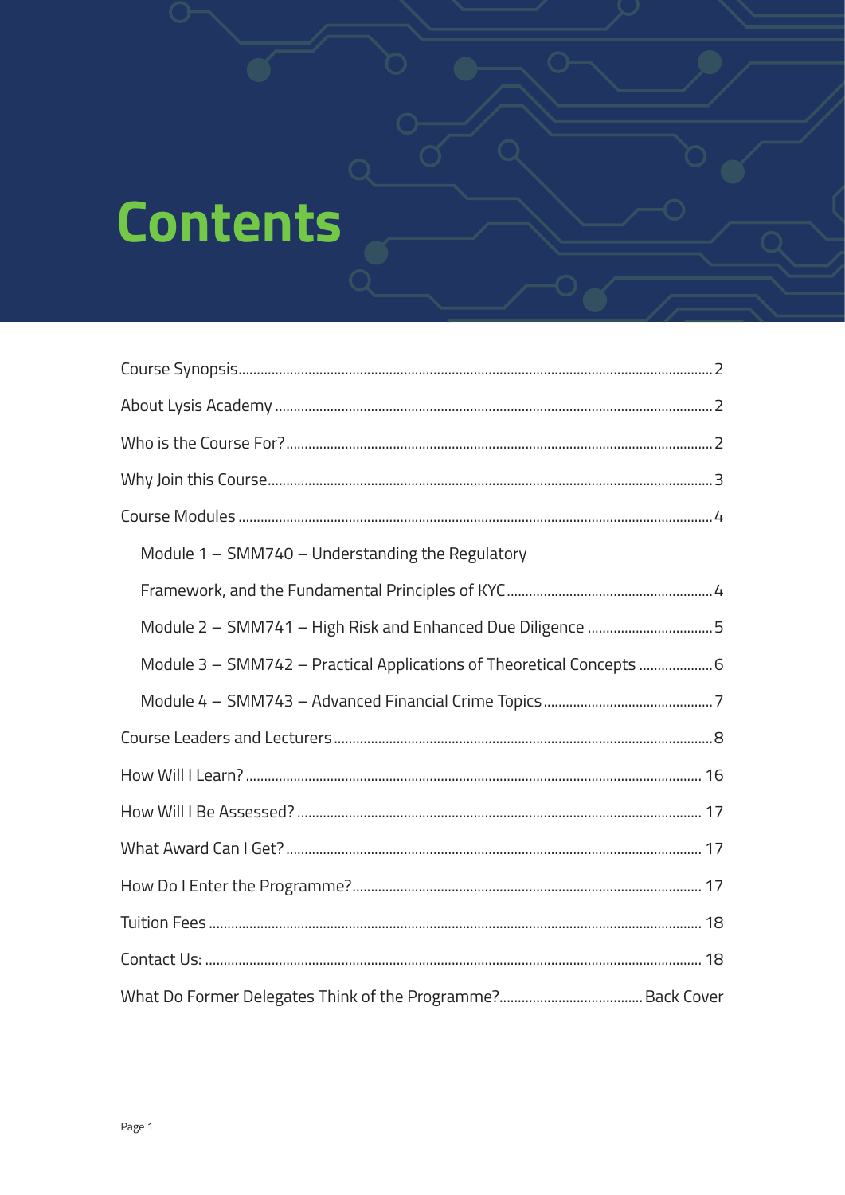# Contents

- Course Synopsis ... 2
- About Lysis Academy ... 2
- Who is the Course For? ... 2
- Why Join this Course ... 3
- Course Modules ... 4
  - Module 1 – SMM740 – Understanding the Regulatory Framework, and the Fundamental Principles of KYC ... 4
  - Module 2 – SMM741 – High Risk and Enhanced Due Diligence ... 5
  - Module 3 – SMM742 – Practical Applications of Theoretical Concepts ... 6
  - Module 4 – SMM743 – Advanced Financial Crime Topics ... 7
- Course Leaders and Lecturers ... 8
- How Will I Learn? ... 16
- How Will I Be Assessed? ... 17
- What Award Can I Get? ... 17
- How Do I Enter the Programme? ... 17
- Tuition Fees ... 18
- Contact Us: ... 18
- What Do Former Delegates Think of the Programme? ... Back Cover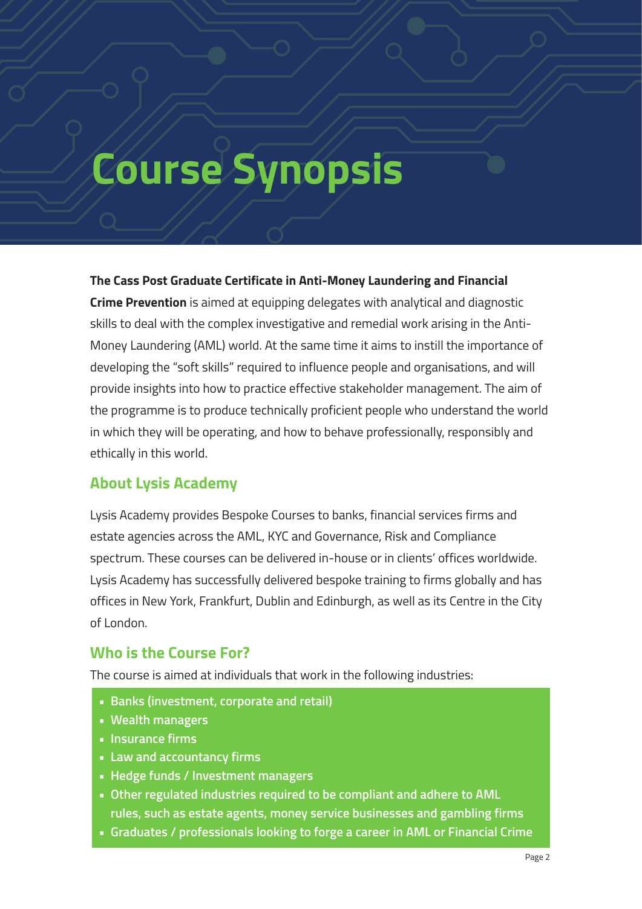# Course Synopsis

**The Cass Post Graduate Certificate in Anti-Money Laundering and Financial Crime Prevention** is aimed at equipping delegates with analytical and diagnostic skills to deal with the complex investigative and remedial work arising in the Anti-Money Laundering (AML) world. At the same time it aims to instill the importance of developing the "soft skills" required to influence people and organisations, and will provide insights into how to practice effective stakeholder management. The aim of the programme is to produce technically proficient people who understand the world in which they will be operating, and how to behave professionally, responsibly and ethically in this world.

## About Lysis Academy

Lysis Academy provides Bespoke Courses to banks, financial services firms and estate agencies across the AML, KYC and Governance, Risk and Compliance spectrum. These courses can be delivered in-house or in clients' offices worldwide. Lysis Academy has successfully delivered bespoke training to firms globally and has offices in New York, Frankfurt, Dublin and Edinburgh, as well as its Centre in the City of London.

## Who is the Course For?

The course is aimed at individuals that work in the following industries:

- **Banks (investment, corporate and retail)**
- **Wealth managers**
- **Insurance firms**
- **Law and accountancy firms**
- **Hedge funds / Investment managers**
- **Other regulated industries required to be compliant and adhere to AML rules, such as estate agents, money service businesses and gambling firms**
- **Graduates / professionals looking to forge a career in AML or Financial Crime**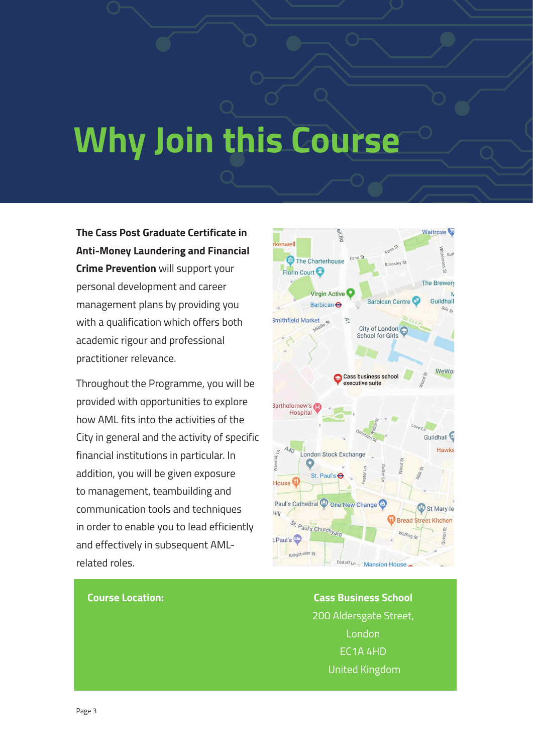# Why Join this Course

**The Cass Post Graduate Certificate in Anti-Money Laundering and Financial Crime Prevention** will support your personal development and career management plans by providing you with a qualification which offers both academic rigour and professional practitioner relevance.

Throughout the Programme, you will be provided with opportunities to explore how AML fits into the activities of the City in general and the activity of specific financial institutions in particular. In addition, you will be given exposure to management, teambuilding and communication tools and techniques in order to enable you to lead efficiently and effectively in subsequent AML-related roles.

**Course Location:**

**Cass Business School**
200 Aldersgate Street,
London
EC1A 4HD
United Kingdom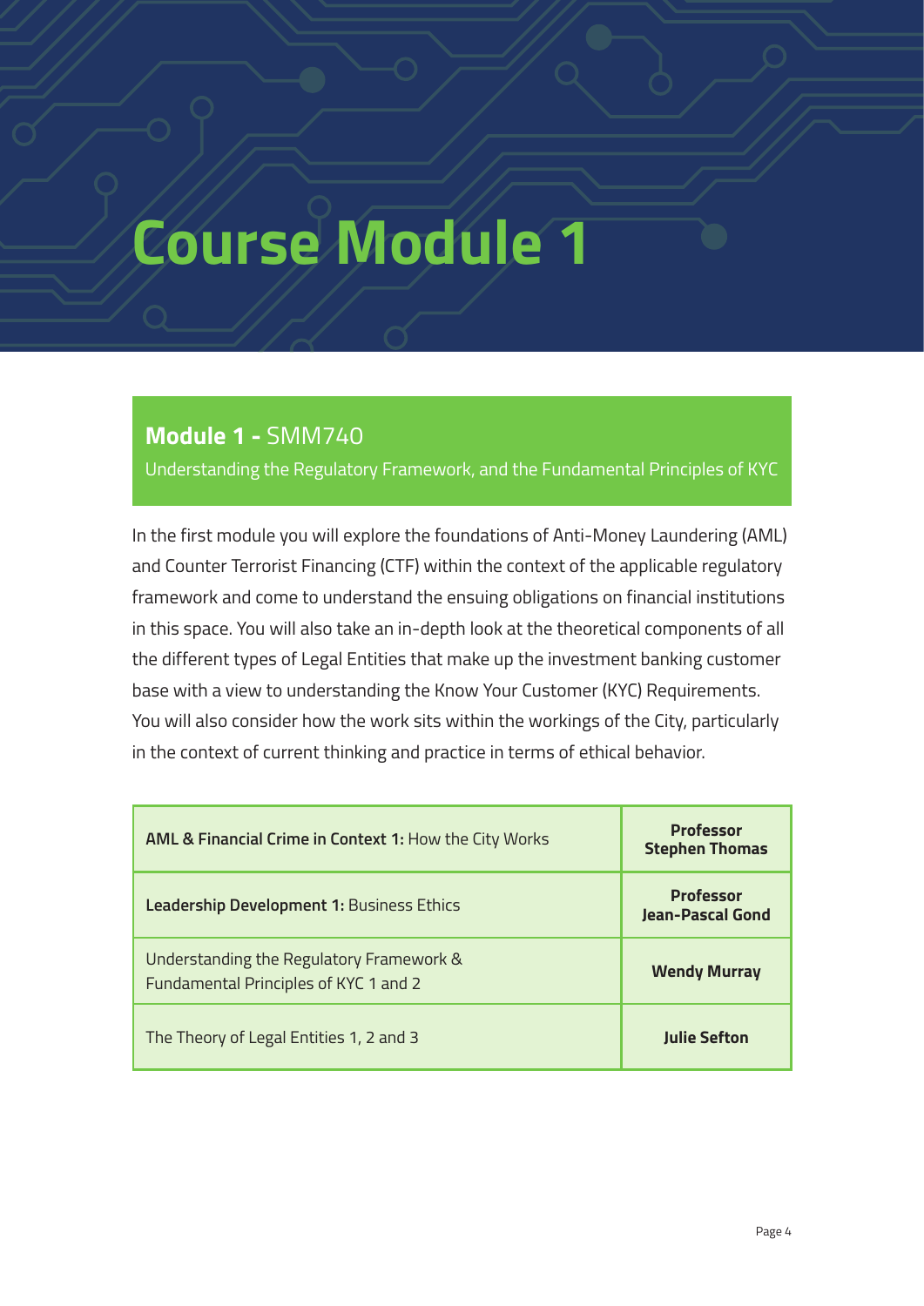# Course Module 1

## Module 1 - SMM740

Understanding the Regulatory Framework, and the Fundamental Principles of KYC

In the first module you will explore the foundations of Anti-Money Laundering (AML) and Counter Terrorist Financing (CTF) within the context of the applicable regulatory framework and come to understand the ensuing obligations on financial institutions in this space. You will also take an in-depth look at the theoretical components of all the different types of Legal Entities that make up the investment banking customer base with a view to understanding the Know Your Customer (KYC) Requirements. You will also consider how the work sits within the workings of the City, particularly in the context of current thinking and practice in terms of ethical behavior.

| Session | Lecturer |
| --- | --- |
| **AML & Financial Crime in Context 1:** How the City Works | **Professor Stephen Thomas** |
| **Leadership Development 1:** Business Ethics | **Professor Jean-Pascal Gond** |
| Understanding the Regulatory Framework & Fundamental Principles of KYC 1 and 2 | **Wendy Murray** |
| The Theory of Legal Entities 1, 2 and 3 | **Julie Sefton** |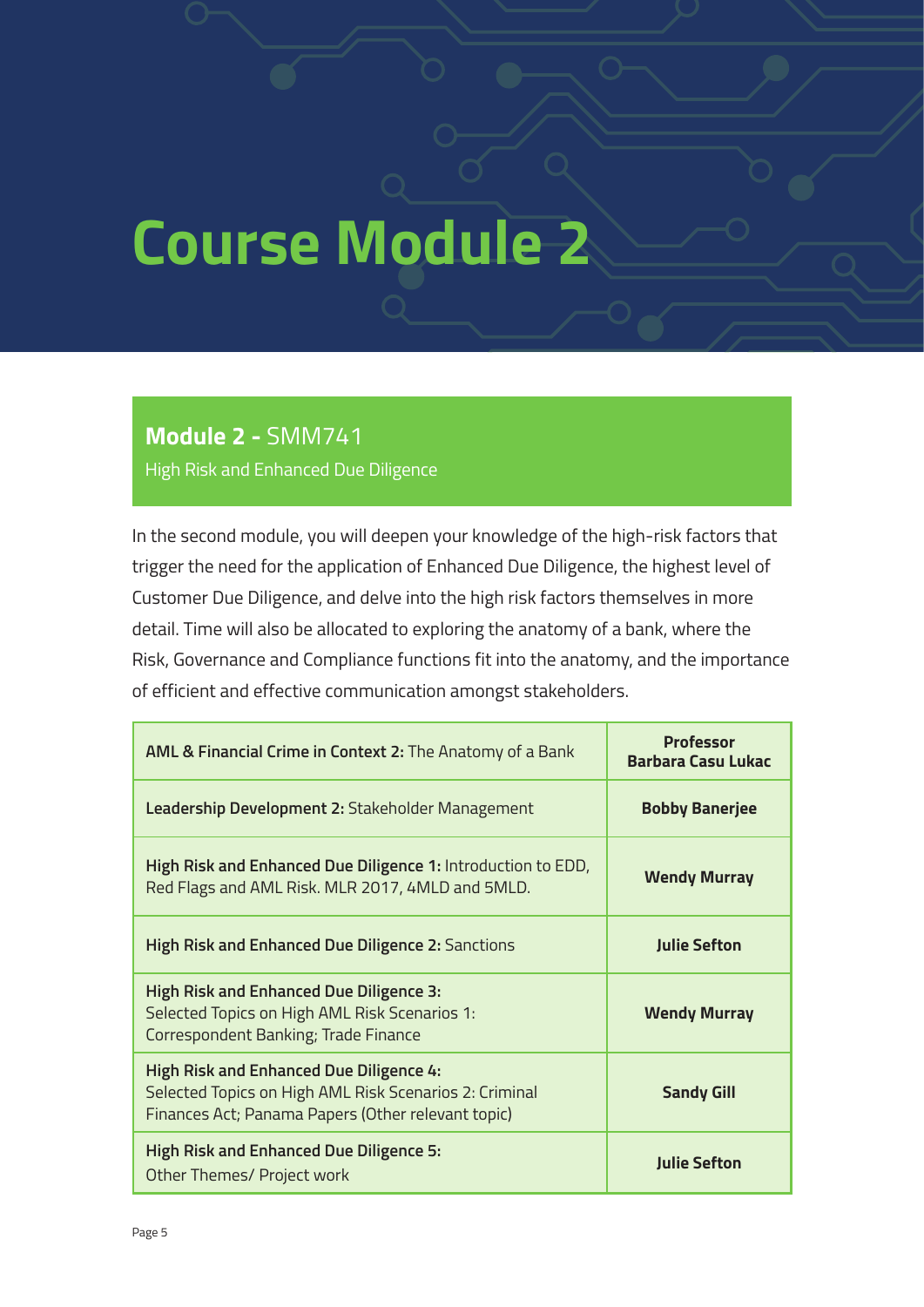# Course Module 2

## **Module 2 -** SMM741

High Risk and Enhanced Due Diligence

In the second module, you will deepen your knowledge of the high-risk factors that trigger the need for the application of Enhanced Due Diligence, the highest level of Customer Due Diligence, and delve into the high risk factors themselves in more detail. Time will also be allocated to exploring the anatomy of a bank, where the Risk, Governance and Compliance functions fit into the anatomy, and the importance of efficient and effective communication amongst stakeholders.

| Topic | Lecturer |
| --- | --- |
| **AML & Financial Crime in Context 2:** The Anatomy of a Bank | **Professor Barbara Casu Lukac** |
| **Leadership Development 2:** Stakeholder Management | **Bobby Banerjee** |
| **High Risk and Enhanced Due Diligence 1:** Introduction to EDD, Red Flags and AML Risk. MLR 2017, 4MLD and 5MLD. | **Wendy Murray** |
| **High Risk and Enhanced Due Diligence 2:** Sanctions | **Julie Sefton** |
| **High Risk and Enhanced Due Diligence 3:** Selected Topics on High AML Risk Scenarios 1: Correspondent Banking; Trade Finance | **Wendy Murray** |
| **High Risk and Enhanced Due Diligence 4:** Selected Topics on High AML Risk Scenarios 2: Criminal Finances Act; Panama Papers (Other relevant topic) | **Sandy Gill** |
| **High Risk and Enhanced Due Diligence 5:** Other Themes/ Project work | **Julie Sefton** |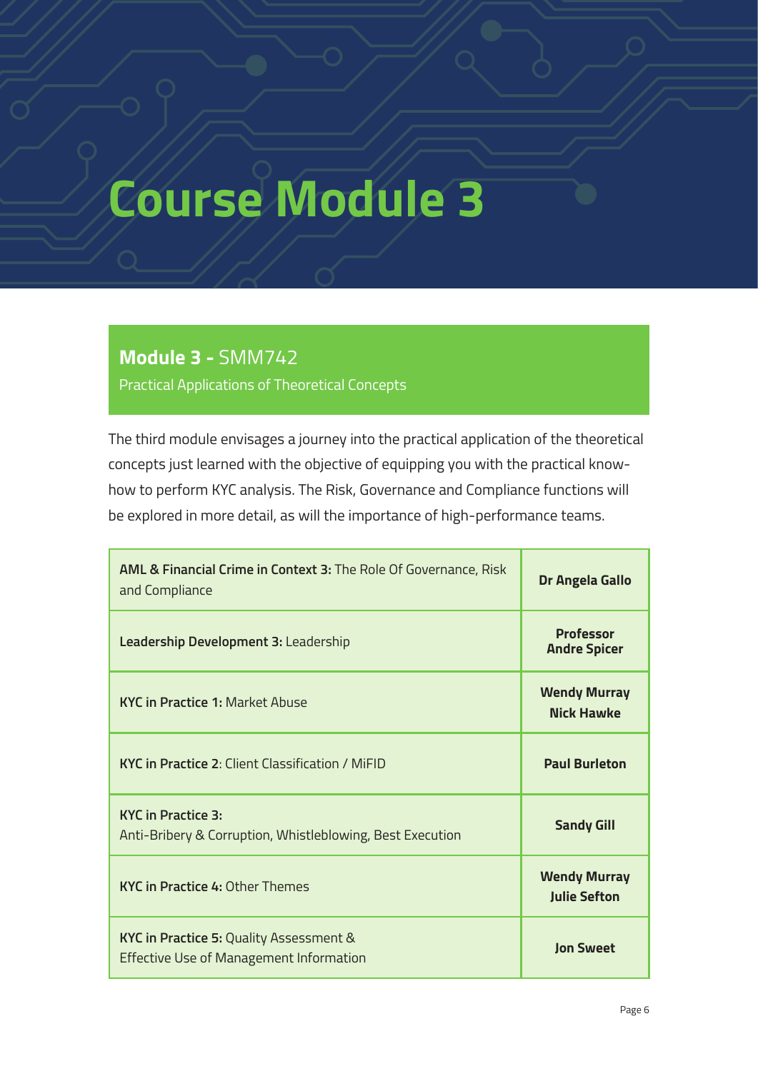# Course Module 3

## **Module 3 -** SMM742

Practical Applications of Theoretical Concepts

The third module envisages a journey into the practical application of the theoretical concepts just learned with the objective of equipping you with the practical know-how to perform KYC analysis. The Risk, Governance and Compliance functions will be explored in more detail, as will the importance of high-performance teams.

| Session | Lecturer |
|---|---|
| **AML & Financial Crime in Context 3:** The Role Of Governance, Risk and Compliance | **Dr Angela Gallo** |
| **Leadership Development 3:** Leadership | **Professor Andre Spicer** |
| **KYC in Practice 1:** Market Abuse | **Wendy Murray Nick Hawke** |
| **KYC in Practice 2**: Client Classification / MiFID | **Paul Burleton** |
| **KYC in Practice 3:** Anti-Bribery & Corruption, Whistleblowing, Best Execution | **Sandy Gill** |
| **KYC in Practice 4:** Other Themes | **Wendy Murray Julie Sefton** |
| **KYC in Practice 5:** Quality Assessment & Effective Use of Management Information | **Jon Sweet** |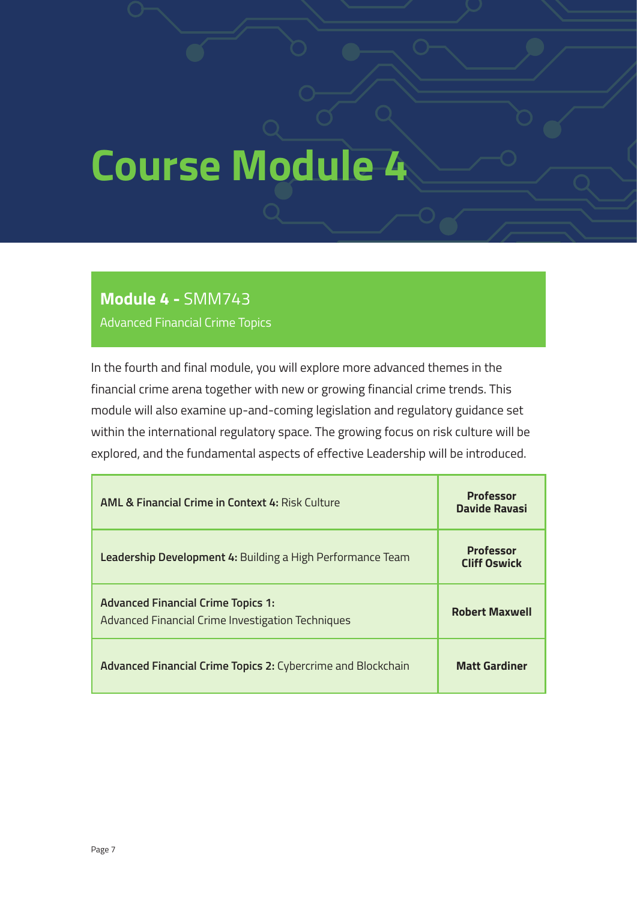# Course Module 4

## **Module 4 -** SMM743

Advanced Financial Crime Topics

In the fourth and final module, you will explore more advanced themes in the financial crime arena together with new or growing financial crime trends. This module will also examine up-and-coming legislation and regulatory guidance set within the international regulatory space. The growing focus on risk culture will be explored, and the fundamental aspects of effective Leadership will be introduced.

| Topic | Lecturer |
| --- | --- |
| **AML & Financial Crime in Context 4:** Risk Culture | **Professor Davide Ravasi** |
| **Leadership Development 4:** Building a High Performance Team | **Professor Cliff Oswick** |
| **Advanced Financial Crime Topics 1:** Advanced Financial Crime Investigation Techniques | **Robert Maxwell** |
| **Advanced Financial Crime Topics 2:** Cybercrime and Blockchain | **Matt Gardiner** |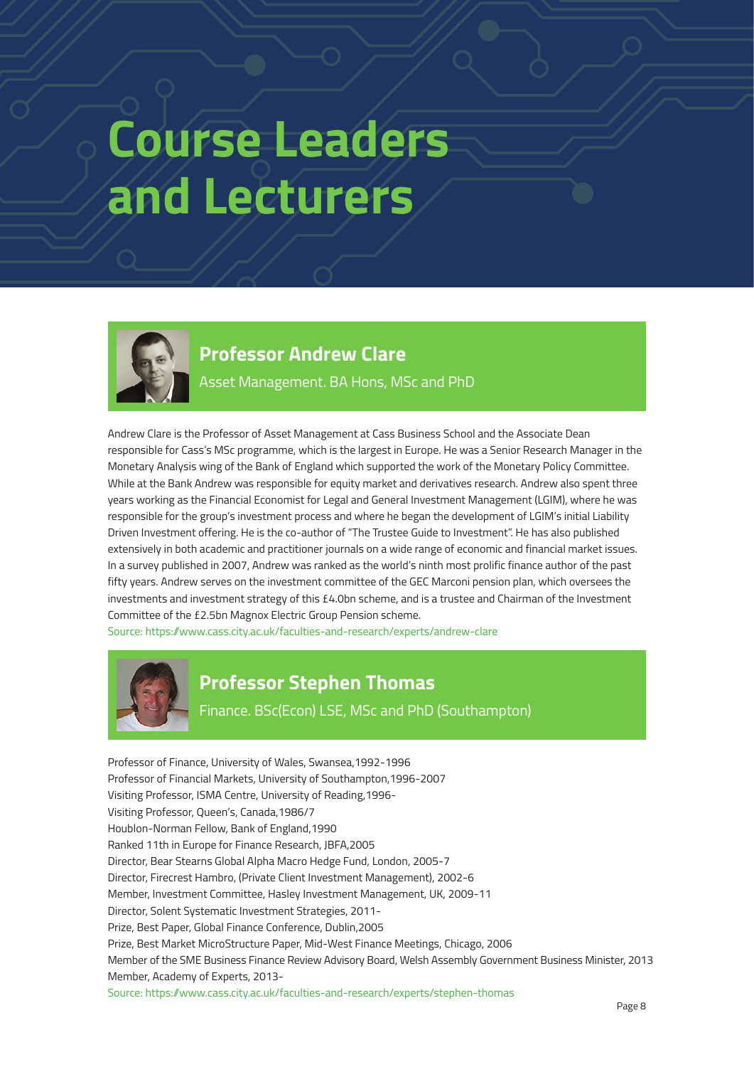# Course Leaders and Lecturers

## Professor Andrew Clare

Asset Management. BA Hons, MSc and PhD

Andrew Clare is the Professor of Asset Management at Cass Business School and the Associate Dean responsible for Cass's MSc programme, which is the largest in Europe. He was a Senior Research Manager in the Monetary Analysis wing of the Bank of England which supported the work of the Monetary Policy Committee. While at the Bank Andrew was responsible for equity market and derivatives research. Andrew also spent three years working as the Financial Economist for Legal and General Investment Management (LGIM), where he was responsible for the group's investment process and where he began the development of LGIM's initial Liability Driven Investment offering. He is the co-author of "The Trustee Guide to Investment". He has also published extensively in both academic and practitioner journals on a wide range of economic and financial market issues. In a survey published in 2007, Andrew was ranked as the world's ninth most prolific finance author of the past fifty years. Andrew serves on the investment committee of the GEC Marconi pension plan, which oversees the investments and investment strategy of this £4.0bn scheme, and is a trustee and Chairman of the Investment Committee of the £2.5bn Magnox Electric Group Pension scheme.

Source: https://www.cass.city.ac.uk/faculties-and-research/experts/andrew-clare

## Professor Stephen Thomas

Finance. BSc(Econ) LSE, MSc and PhD (Southampton)

Professor of Finance, University of Wales, Swansea,1992-1996
Professor of Financial Markets, University of Southampton,1996-2007
Visiting Professor, ISMA Centre, University of Reading,1996-
Visiting Professor, Queen's, Canada,1986/7
Houblon-Norman Fellow, Bank of England,1990
Ranked 11th in Europe for Finance Research, JBFA,2005
Director, Bear Stearns Global Alpha Macro Hedge Fund, London, 2005-7
Director, Firecrest Hambro, (Private Client Investment Management), 2002-6
Member, Investment Committee, Hasley Investment Management, UK, 2009-11
Director, Solent Systematic Investment Strategies, 2011-
Prize, Best Paper, Global Finance Conference, Dublin,2005
Prize, Best Market MicroStructure Paper, Mid-West Finance Meetings, Chicago, 2006
Member of the SME Business Finance Review Advisory Board, Welsh Assembly Government Business Minister, 2013
Member, Academy of Experts, 2013-

Source: https://www.cass.city.ac.uk/faculties-and-research/experts/stephen-thomas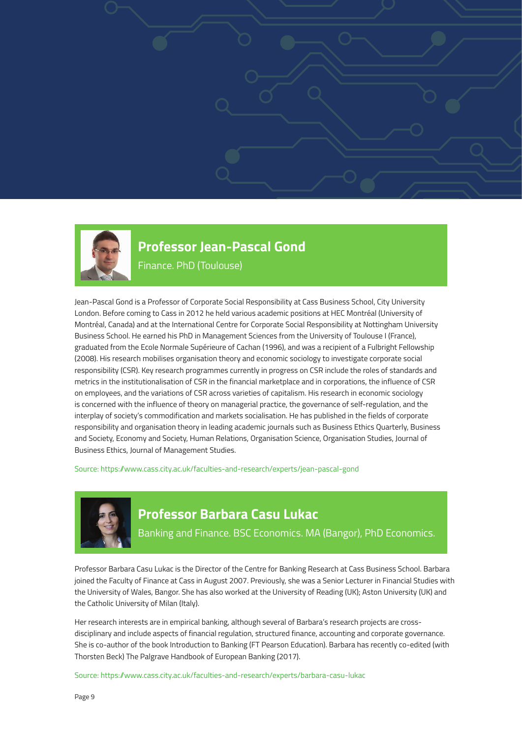## Professor Jean-Pascal Gond

Finance. PhD (Toulouse)

Jean-Pascal Gond is a Professor of Corporate Social Responsibility at Cass Business School, City University London. Before coming to Cass in 2012 he held various academic positions at HEC Montréal (University of Montréal, Canada) and at the International Centre for Corporate Social Responsibility at Nottingham University Business School. He earned his PhD in Management Sciences from the University of Toulouse I (France), graduated from the Ecole Normale Supérieure of Cachan (1996), and was a recipient of a Fulbright Fellowship (2008). His research mobilises organisation theory and economic sociology to investigate corporate social responsibility (CSR). Key research programmes currently in progress on CSR include the roles of standards and metrics in the institutionalisation of CSR in the financial marketplace and in corporations, the influence of CSR on employees, and the variations of CSR across varieties of capitalism. His research in economic sociology is concerned with the influence of theory on managerial practice, the governance of self-regulation, and the interplay of society's commodification and markets socialisation. He has published in the fields of corporate responsibility and organisation theory in leading academic journals such as Business Ethics Quarterly, Business and Society, Economy and Society, Human Relations, Organisation Science, Organisation Studies, Journal of Business Ethics, Journal of Management Studies.

Source: https://www.cass.city.ac.uk/faculties-and-research/experts/jean-pascal-gond

## Professor Barbara Casu Lukac

Banking and Finance. BSC Economics. MA (Bangor), PhD Economics.

Professor Barbara Casu Lukac is the Director of the Centre for Banking Research at Cass Business School. Barbara joined the Faculty of Finance at Cass in August 2007. Previously, she was a Senior Lecturer in Financial Studies with the University of Wales, Bangor. She has also worked at the University of Reading (UK); Aston University (UK) and the Catholic University of Milan (Italy).

Her research interests are in empirical banking, although several of Barbara's research projects are cross-disciplinary and include aspects of financial regulation, structured finance, accounting and corporate governance. She is co-author of the book Introduction to Banking (FT Pearson Education). Barbara has recently co-edited (with Thorsten Beck) The Palgrave Handbook of European Banking (2017).

Source: https://www.cass.city.ac.uk/faculties-and-research/experts/barbara-casu-lukac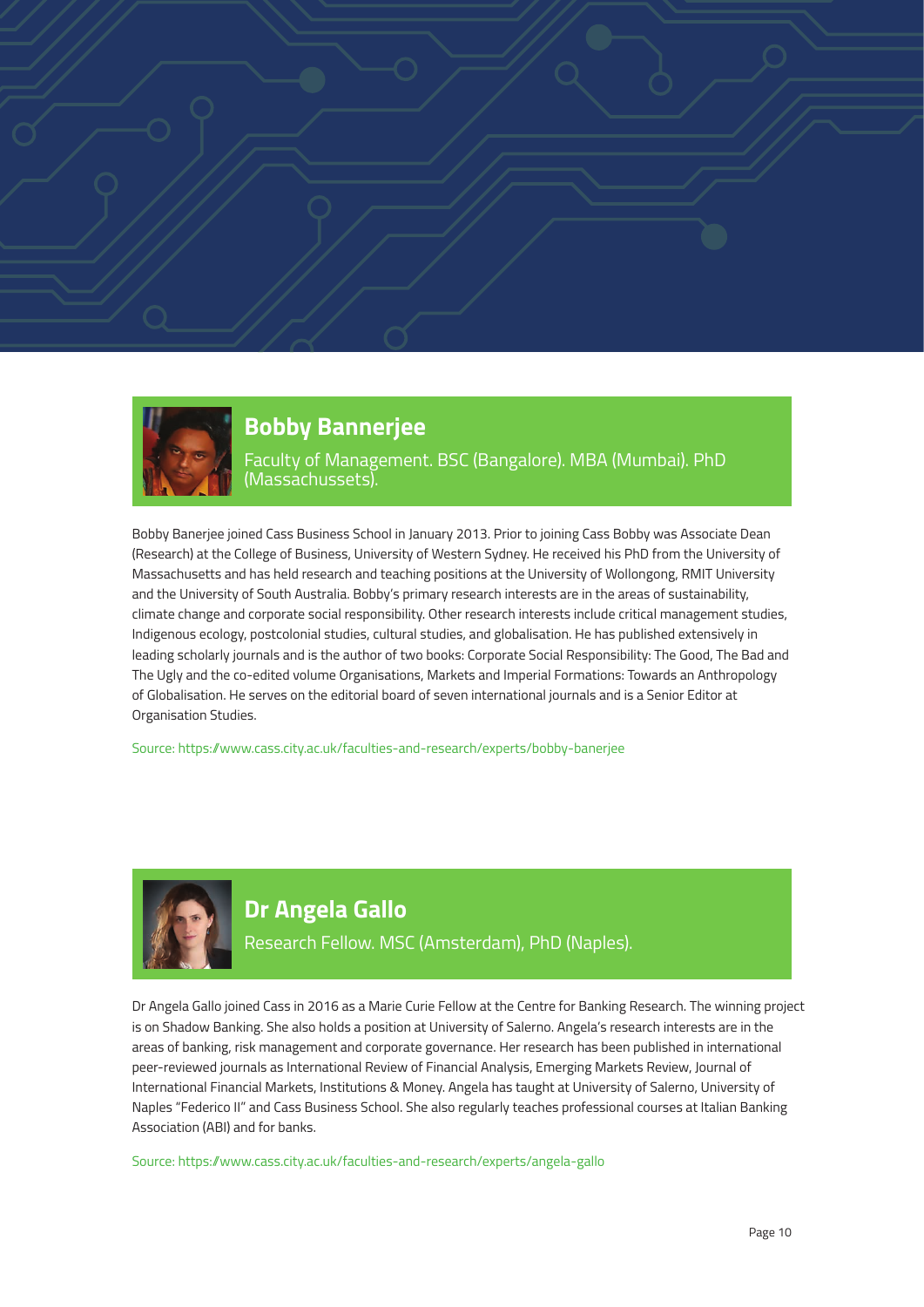## Bobby Bannerjee

Faculty of Management. BSC (Bangalore). MBA (Mumbai). PhD (Massachussets).

Bobby Banerjee joined Cass Business School in January 2013. Prior to joining Cass Bobby was Associate Dean (Research) at the College of Business, University of Western Sydney. He received his PhD from the University of Massachusetts and has held research and teaching positions at the University of Wollongong, RMIT University and the University of South Australia. Bobby's primary research interests are in the areas of sustainability, climate change and corporate social responsibility. Other research interests include critical management studies, Indigenous ecology, postcolonial studies, cultural studies, and globalisation. He has published extensively in leading scholarly journals and is the author of two books: Corporate Social Responsibility: The Good, The Bad and The Ugly and the co-edited volume Organisations, Markets and Imperial Formations: Towards an Anthropology of Globalisation. He serves on the editorial board of seven international journals and is a Senior Editor at Organisation Studies.

Source: https://www.cass.city.ac.uk/faculties-and-research/experts/bobby-banerjee

## Dr Angela Gallo

Research Fellow. MSC (Amsterdam), PhD (Naples).

Dr Angela Gallo joined Cass in 2016 as a Marie Curie Fellow at the Centre for Banking Research. The winning project is on Shadow Banking. She also holds a position at University of Salerno. Angela's research interests are in the areas of banking, risk management and corporate governance. Her research has been published in international peer-reviewed journals as International Review of Financial Analysis, Emerging Markets Review, Journal of International Financial Markets, Institutions & Money. Angela has taught at University of Salerno, University of Naples "Federico II" and Cass Business School. She also regularly teaches professional courses at Italian Banking Association (ABI) and for banks.

Source: https://www.cass.city.ac.uk/faculties-and-research/experts/angela-gallo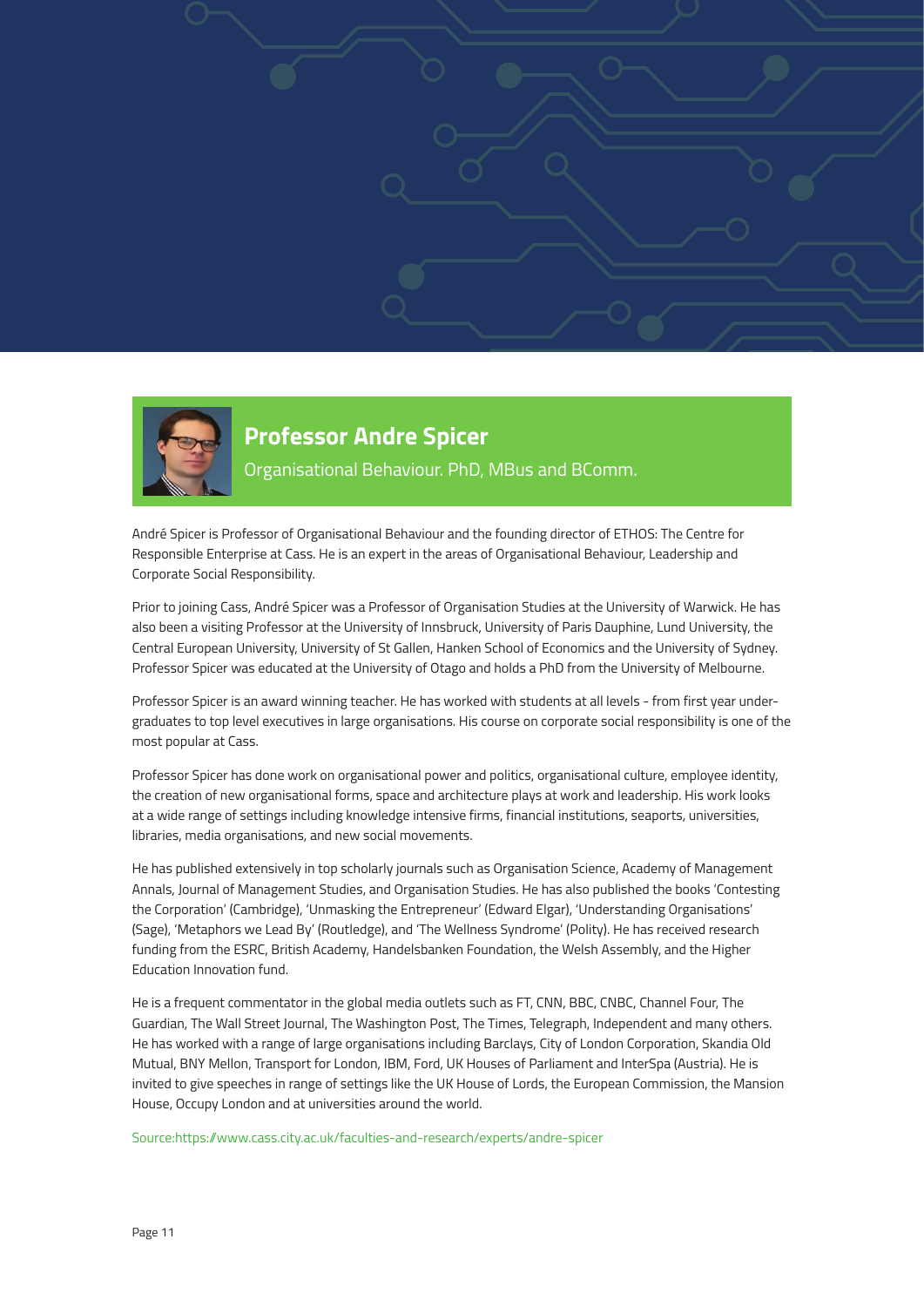## Professor Andre Spicer

Organisational Behaviour. PhD, MBus and BComm.

André Spicer is Professor of Organisational Behaviour and the founding director of ETHOS: The Centre for Responsible Enterprise at Cass. He is an expert in the areas of Organisational Behaviour, Leadership and Corporate Social Responsibility.

Prior to joining Cass, André Spicer was a Professor of Organisation Studies at the University of Warwick. He has also been a visiting Professor at the University of Innsbruck, University of Paris Dauphine, Lund University, the Central European University, University of St Gallen, Hanken School of Economics and the University of Sydney. Professor Spicer was educated at the University of Otago and holds a PhD from the University of Melbourne.

Professor Spicer is an award winning teacher. He has worked with students at all levels - from first year under-graduates to top level executives in large organisations. His course on corporate social responsibility is one of the most popular at Cass.

Professor Spicer has done work on organisational power and politics, organisational culture, employee identity, the creation of new organisational forms, space and architecture plays at work and leadership. His work looks at a wide range of settings including knowledge intensive firms, financial institutions, seaports, universities, libraries, media organisations, and new social movements.

He has published extensively in top scholarly journals such as Organisation Science, Academy of Management Annals, Journal of Management Studies, and Organisation Studies. He has also published the books 'Contesting the Corporation' (Cambridge), 'Unmasking the Entrepreneur' (Edward Elgar), 'Understanding Organisations' (Sage), 'Metaphors we Lead By' (Routledge), and 'The Wellness Syndrome' (Polity). He has received research funding from the ESRC, British Academy, Handelsbanken Foundation, the Welsh Assembly, and the Higher Education Innovation fund.

He is a frequent commentator in the global media outlets such as FT, CNN, BBC, CNBC, Channel Four, The Guardian, The Wall Street Journal, The Washington Post, The Times, Telegraph, Independent and many others. He has worked with a range of large organisations including Barclays, City of London Corporation, Skandia Old Mutual, BNY Mellon, Transport for London, IBM, Ford, UK Houses of Parliament and InterSpa (Austria). He is invited to give speeches in range of settings like the UK House of Lords, the European Commission, the Mansion House, Occupy London and at universities around the world.

Source:https://www.cass.city.ac.uk/faculties-and-research/experts/andre-spicer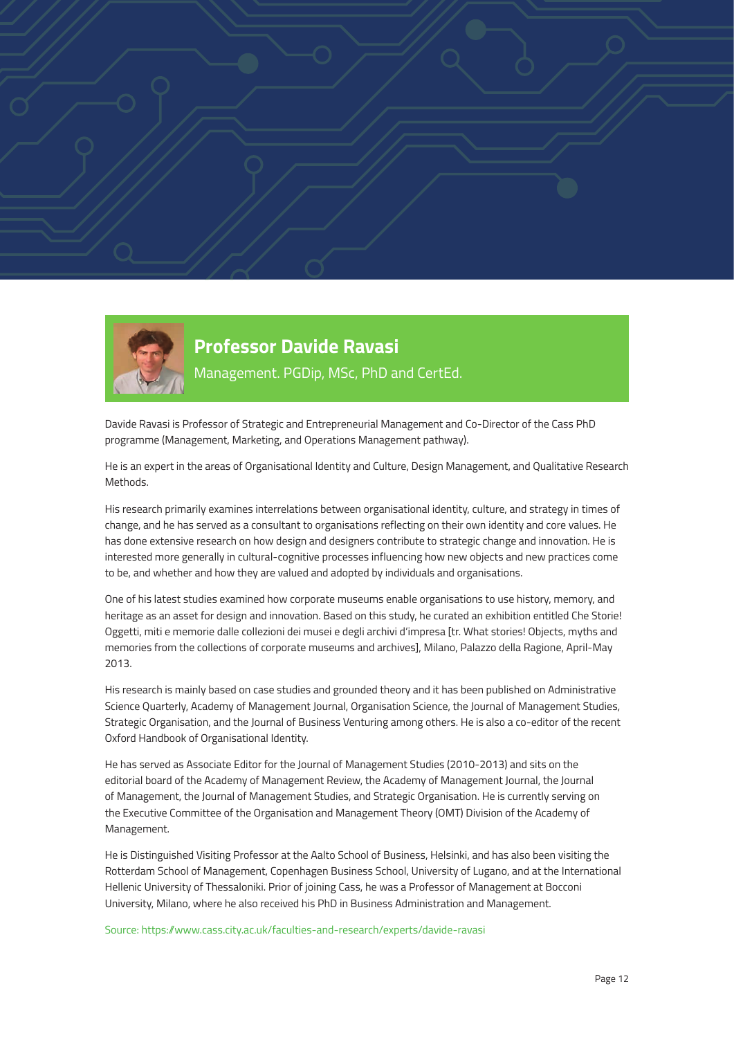## Professor Davide Ravasi

Management. PGDip, MSc, PhD and CertEd.

Davide Ravasi is Professor of Strategic and Entrepreneurial Management and Co-Director of the Cass PhD programme (Management, Marketing, and Operations Management pathway).

He is an expert in the areas of Organisational Identity and Culture, Design Management, and Qualitative Research Methods.

His research primarily examines interrelations between organisational identity, culture, and strategy in times of change, and he has served as a consultant to organisations reflecting on their own identity and core values. He has done extensive research on how design and designers contribute to strategic change and innovation. He is interested more generally in cultural-cognitive processes influencing how new objects and new practices come to be, and whether and how they are valued and adopted by individuals and organisations.

One of his latest studies examined how corporate museums enable organisations to use history, memory, and heritage as an asset for design and innovation. Based on this study, he curated an exhibition entitled Che Storie! Oggetti, miti e memorie dalle collezioni dei musei e degli archivi d'impresa [tr. What stories! Objects, myths and memories from the collections of corporate museums and archives], Milano, Palazzo della Ragione, April-May 2013.

His research is mainly based on case studies and grounded theory and it has been published on Administrative Science Quarterly, Academy of Management Journal, Organisation Science, the Journal of Management Studies, Strategic Organisation, and the Journal of Business Venturing among others. He is also a co-editor of the recent Oxford Handbook of Organisational Identity.

He has served as Associate Editor for the Journal of Management Studies (2010-2013) and sits on the editorial board of the Academy of Management Review, the Academy of Management Journal, the Journal of Management, the Journal of Management Studies, and Strategic Organisation. He is currently serving on the Executive Committee of the Organisation and Management Theory (OMT) Division of the Academy of Management.

He is Distinguished Visiting Professor at the Aalto School of Business, Helsinki, and has also been visiting the Rotterdam School of Management, Copenhagen Business School, University of Lugano, and at the International Hellenic University of Thessaloniki. Prior of joining Cass, he was a Professor of Management at Bocconi University, Milano, where he also received his PhD in Business Administration and Management.

Source: https://www.cass.city.ac.uk/faculties-and-research/experts/davide-ravasi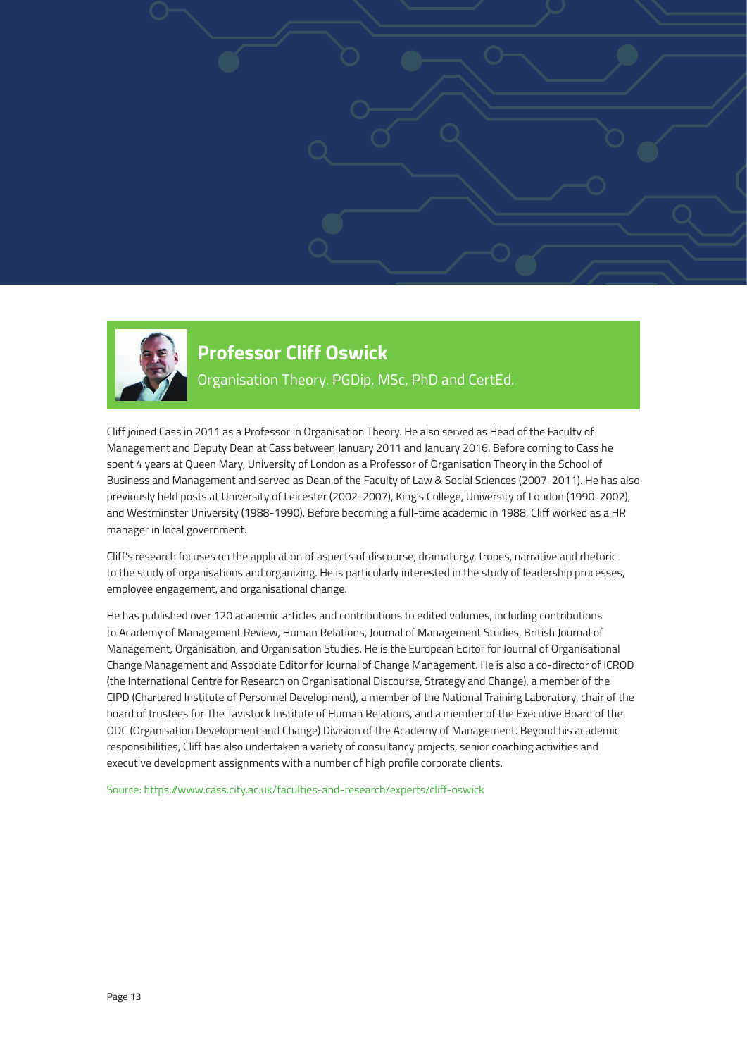## Professor Cliff Oswick

Organisation Theory. PGDip, MSc, PhD and CertEd.

Cliff joined Cass in 2011 as a Professor in Organisation Theory. He also served as Head of the Faculty of Management and Deputy Dean at Cass between January 2011 and January 2016. Before coming to Cass he spent 4 years at Queen Mary, University of London as a Professor of Organisation Theory in the School of Business and Management and served as Dean of the Faculty of Law & Social Sciences (2007-2011). He has also previously held posts at University of Leicester (2002-2007), King's College, University of London (1990-2002), and Westminster University (1988-1990). Before becoming a full-time academic in 1988, Cliff worked as a HR manager in local government.

Cliff's research focuses on the application of aspects of discourse, dramaturgy, tropes, narrative and rhetoric to the study of organisations and organizing. He is particularly interested in the study of leadership processes, employee engagement, and organisational change.

He has published over 120 academic articles and contributions to edited volumes, including contributions to Academy of Management Review, Human Relations, Journal of Management Studies, British Journal of Management, Organisation, and Organisation Studies. He is the European Editor for Journal of Organisational Change Management and Associate Editor for Journal of Change Management. He is also a co-director of ICROD (the International Centre for Research on Organisational Discourse, Strategy and Change), a member of the CIPD (Chartered Institute of Personnel Development), a member of the National Training Laboratory, chair of the board of trustees for The Tavistock Institute of Human Relations, and a member of the Executive Board of the ODC (Organisation Development and Change) Division of the Academy of Management. Beyond his academic responsibilities, Cliff has also undertaken a variety of consultancy projects, senior coaching activities and executive development assignments with a number of high profile corporate clients.

Source: https://www.cass.city.ac.uk/faculties-and-research/experts/cliff-oswick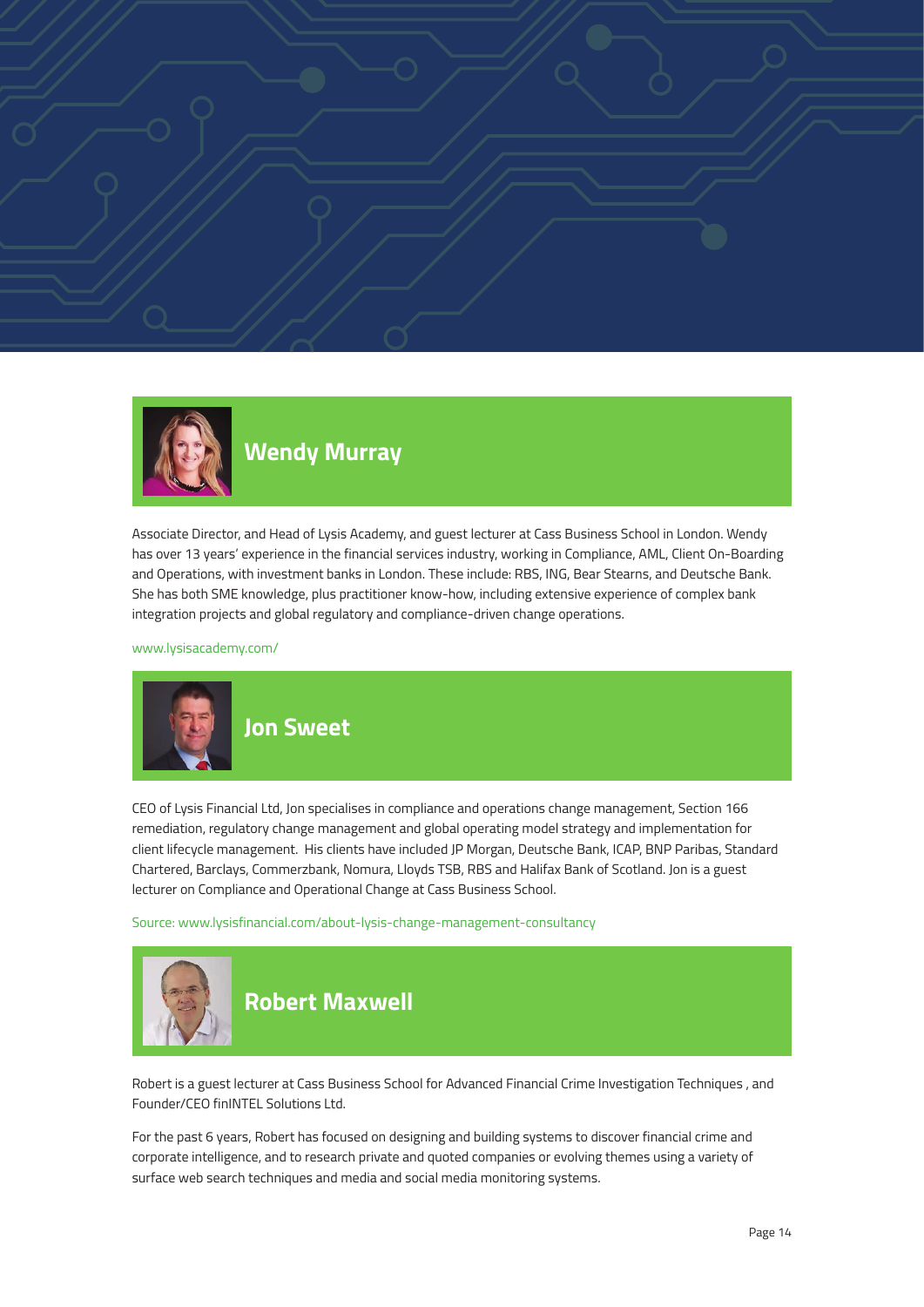## Wendy Murray

Associate Director, and Head of Lysis Academy, and guest lecturer at Cass Business School in London. Wendy has over 13 years' experience in the financial services industry, working in Compliance, AML, Client On-Boarding and Operations, with investment banks in London. These include: RBS, ING, Bear Stearns, and Deutsche Bank. She has both SME knowledge, plus practitioner know-how, including extensive experience of complex bank integration projects and global regulatory and compliance-driven change operations.

www.lysisacademy.com/

## Jon Sweet

CEO of Lysis Financial Ltd, Jon specialises in compliance and operations change management, Section 166 remediation, regulatory change management and global operating model strategy and implementation for client lifecycle management. His clients have included JP Morgan, Deutsche Bank, ICAP, BNP Paribas, Standard Chartered, Barclays, Commerzbank, Nomura, Lloyds TSB, RBS and Halifax Bank of Scotland. Jon is a guest lecturer on Compliance and Operational Change at Cass Business School.

Source: www.lysisfinancial.com/about-lysis-change-management-consultancy

## Robert Maxwell

Robert is a guest lecturer at Cass Business School for Advanced Financial Crime Investigation Techniques , and Founder/CEO finINTEL Solutions Ltd.

For the past 6 years, Robert has focused on designing and building systems to discover financial crime and corporate intelligence, and to research private and quoted companies or evolving themes using a variety of surface web search techniques and media and social media monitoring systems.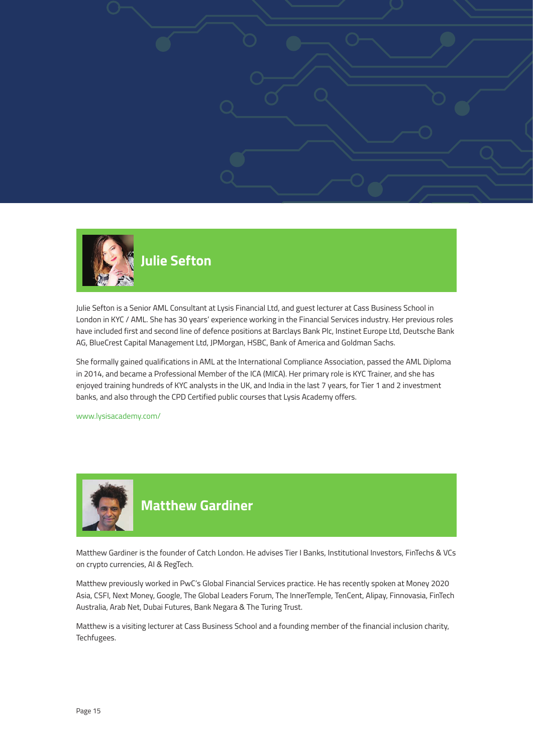## Julie Sefton

Julie Sefton is a Senior AML Consultant at Lysis Financial Ltd, and guest lecturer at Cass Business School in London in KYC / AML. She has 30 years' experience working in the Financial Services industry. Her previous roles have included first and second line of defence positions at Barclays Bank Plc, Instinet Europe Ltd, Deutsche Bank AG, BlueCrest Capital Management Ltd, JPMorgan, HSBC, Bank of America and Goldman Sachs.

She formally gained qualifications in AML at the International Compliance Association, passed the AML Diploma in 2014, and became a Professional Member of the ICA (MICA). Her primary role is KYC Trainer, and she has enjoyed training hundreds of KYC analysts in the UK, and India in the last 7 years, for Tier 1 and 2 investment banks, and also through the CPD Certified public courses that Lysis Academy offers.

www.lysisacademy.com/

## Matthew Gardiner

Matthew Gardiner is the founder of Catch London. He advises Tier I Banks, Institutional Investors, FinTechs & VCs on crypto currencies, AI & RegTech.

Matthew previously worked in PwC's Global Financial Services practice. He has recently spoken at Money 2020 Asia, CSFI, Next Money, Google, The Global Leaders Forum, The InnerTemple, TenCent, Alipay, Finnovasia, FinTech Australia, Arab Net, Dubai Futures, Bank Negara & The Turing Trust.

Matthew is a visiting lecturer at Cass Business School and a founding member of the financial inclusion charity, Techfugees.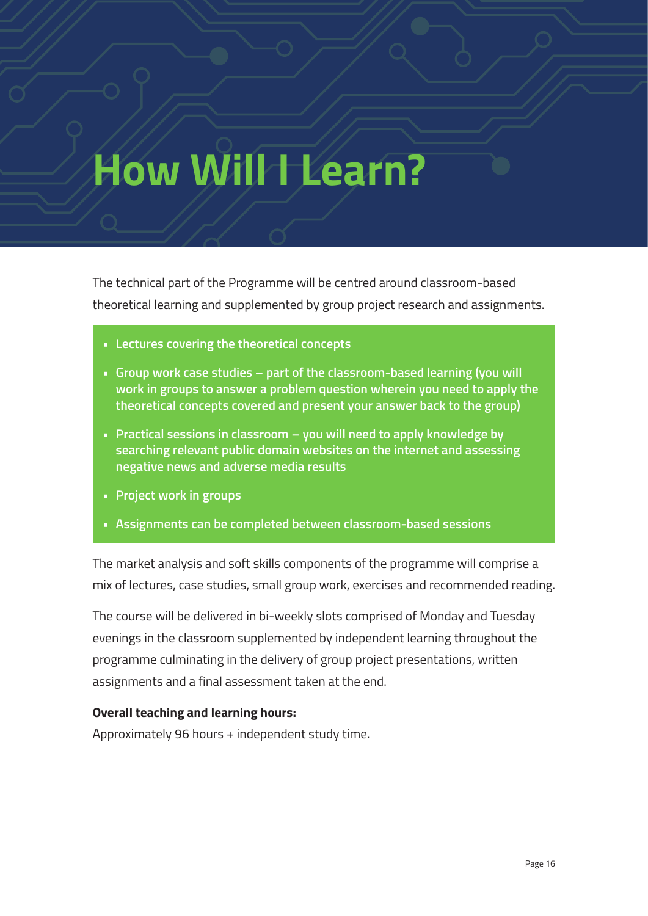# How Will I Learn?

The technical part of the Programme will be centred around classroom-based theoretical learning and supplemented by group project research and assignments.

- **Lectures covering the theoretical concepts**
- **Group work case studies – part of the classroom-based learning (you will work in groups to answer a problem question wherein you need to apply the theoretical concepts covered and present your answer back to the group)**
- **Practical sessions in classroom – you will need to apply knowledge by searching relevant public domain websites on the internet and assessing negative news and adverse media results**
- **Project work in groups**
- **Assignments can be completed between classroom-based sessions**

The market analysis and soft skills components of the programme will comprise a mix of lectures, case studies, small group work, exercises and recommended reading.

The course will be delivered in bi-weekly slots comprised of Monday and Tuesday evenings in the classroom supplemented by independent learning throughout the programme culminating in the delivery of group project presentations, written assignments and a final assessment taken at the end.

**Overall teaching and learning hours:**

Approximately 96 hours + independent study time.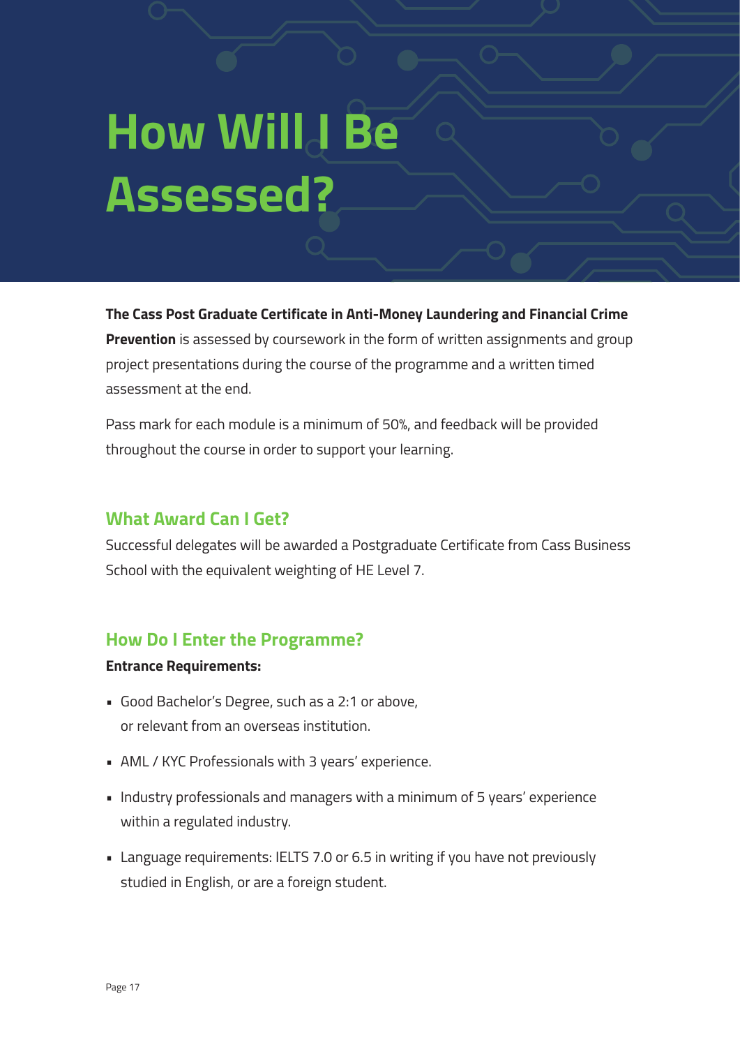# How Will I Be Assessed?

**The Cass Post Graduate Certificate in Anti-Money Laundering and Financial Crime Prevention** is assessed by coursework in the form of written assignments and group project presentations during the course of the programme and a written timed assessment at the end.

Pass mark for each module is a minimum of 50%, and feedback will be provided throughout the course in order to support your learning.

## What Award Can I Get?

Successful delegates will be awarded a Postgraduate Certificate from Cass Business School with the equivalent weighting of HE Level 7.

## How Do I Enter the Programme?

**Entrance Requirements:**

- Good Bachelor's Degree, such as a 2:1 or above, or relevant from an overseas institution.
- AML / KYC Professionals with 3 years' experience.
- Industry professionals and managers with a minimum of 5 years' experience within a regulated industry.
- Language requirements: IELTS 7.0 or 6.5 in writing if you have not previously studied in English, or are a foreign student.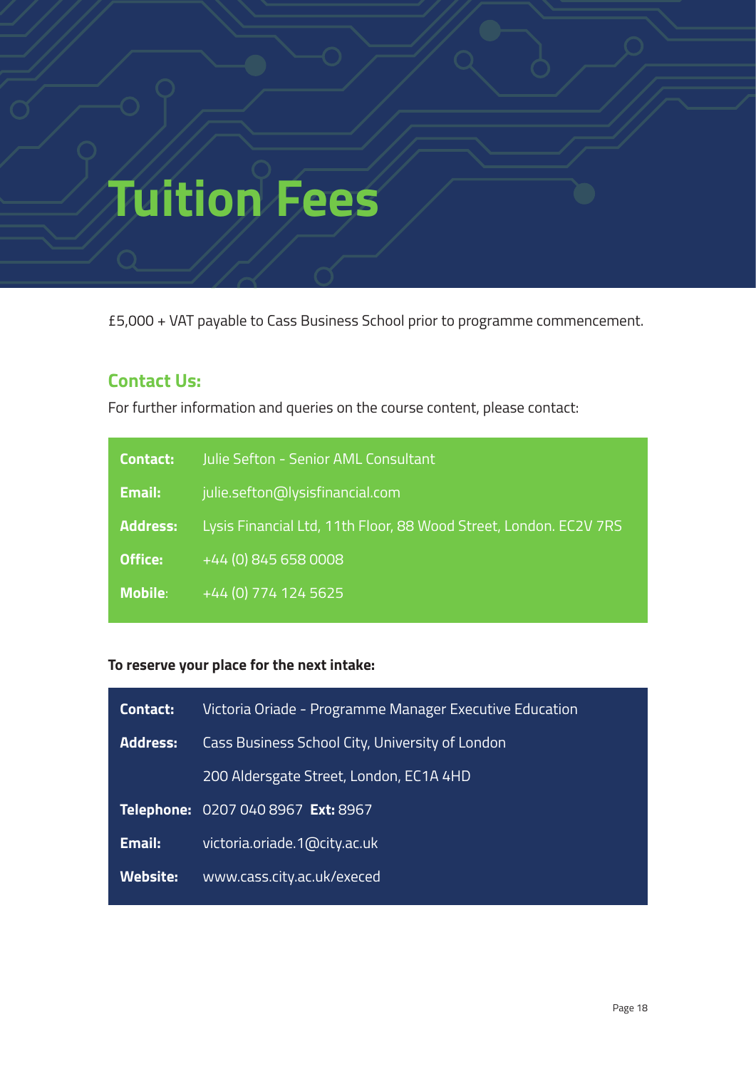# Tuition Fees

£5,000 + VAT payable to Cass Business School prior to programme commencement.

## Contact Us:

For further information and queries on the course content, please contact:

| | |
|---|---|
| **Contact:** | Julie Sefton - Senior AML Consultant |
| **Email:** | julie.sefton@lysisfinancial.com |
| **Address:** | Lysis Financial Ltd, 11th Floor, 88 Wood Street, London. EC2V 7RS |
| **Office:** | +44 (0) 845 658 0008 |
| **Mobile:** | +44 (0) 774 124 5625 |

**To reserve your place for the next intake:**

| | |
|---|---|
| **Contact:** | Victoria Oriade - Programme Manager Executive Education |
| **Address:** | Cass Business School City, University of London |
| | 200 Aldersgate Street, London, EC1A 4HD |
| **Telephone:** | 0207 040 8967 **Ext:** 8967 |
| **Email:** | victoria.oriade.1@city.ac.uk |
| **Website:** | www.cass.city.ac.uk/execed |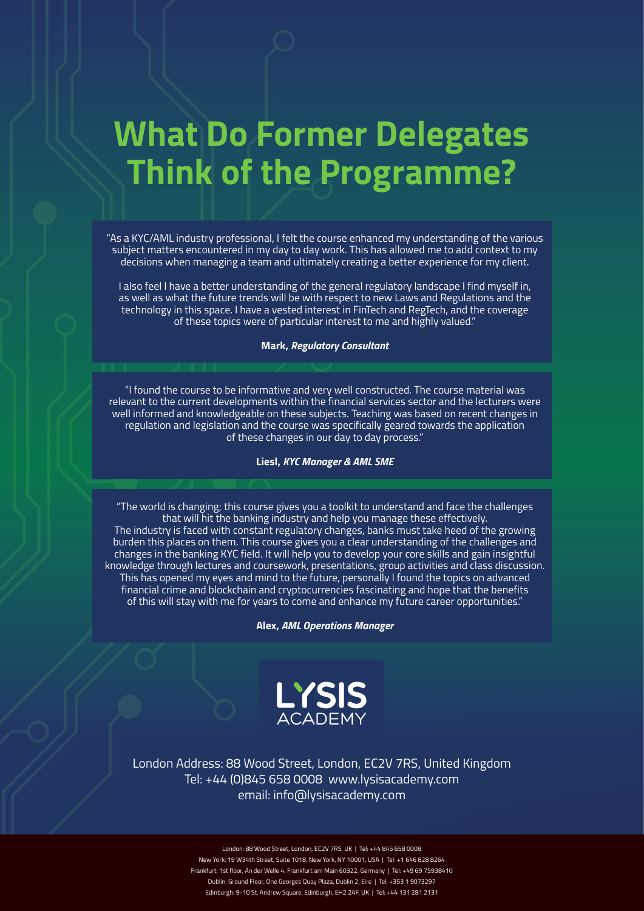# What Do Former Delegates Think of the Programme?

"As a KYC/AML industry professional, I felt the course enhanced my understanding of the various subject matters encountered in my day to day work. This has allowed me to add context to my decisions when managing a team and ultimately creating a better experience for my client.

I also feel I have a better understanding of the general regulatory landscape I find myself in, as well as what the future trends will be with respect to new Laws and Regulations and the technology in this space. I have a vested interest in FinTech and RegTech, and the coverage of these topics were of particular interest to me and highly valued."

**Mark, *Regulatory Consultant***

"I found the course to be informative and very well constructed. The course material was relevant to the current developments within the financial services sector and the lecturers were well informed and knowledgeable on these subjects. Teaching was based on recent changes in regulation and legislation and the course was specifically geared towards the application of these changes in our day to day process."

**Liesl, *KYC Manager & AML SME***

"The world is changing; this course gives you a toolkit to understand and face the challenges that will hit the banking industry and help you manage these effectively.
The industry is faced with constant regulatory changes, banks must take heed of the growing burden this places on them. This course gives you a clear understanding of the challenges and changes in the banking KYC field. It will help you to develop your core skills and gain insightful knowledge through lectures and coursework, presentations, group activities and class discussion. This has opened my eyes and mind to the future, personally I found the topics on advanced financial crime and blockchain and cryptocurrencies fascinating and hope that the benefits of this will stay with me for years to come and enhance my future career opportunities."

**Alex, *AML Operations Manager***

LYSIS ACADEMY

London Address: 88 Wood Street, London, EC2V 7RS, United Kingdom
Tel: +44 (0)845 658 0008 www.lysisacademy.com
email: info@lysisacademy.com

London: 88 Wood Street, London, EC2V 7RS, UK | Tel: +44 845 658 0008
New York: 19 W34th Street, Suite 1018, New York, NY 10001, USA | Tel: +1 646 828 8264
Frankfurt: 1st floor, An der Welle 4, Frankfurt am Main 60322, Germany | Tel: +49 69 75938410
Dublin: Ground Floor, One Georges Quay Plaza, Dublin 2, Eire | Tel: +353 1 9073297
Edinburgh: 9-10 St. Andrew Square, Edinburgh, EH2 2AF, UK | Tel: +44 131 281 2131